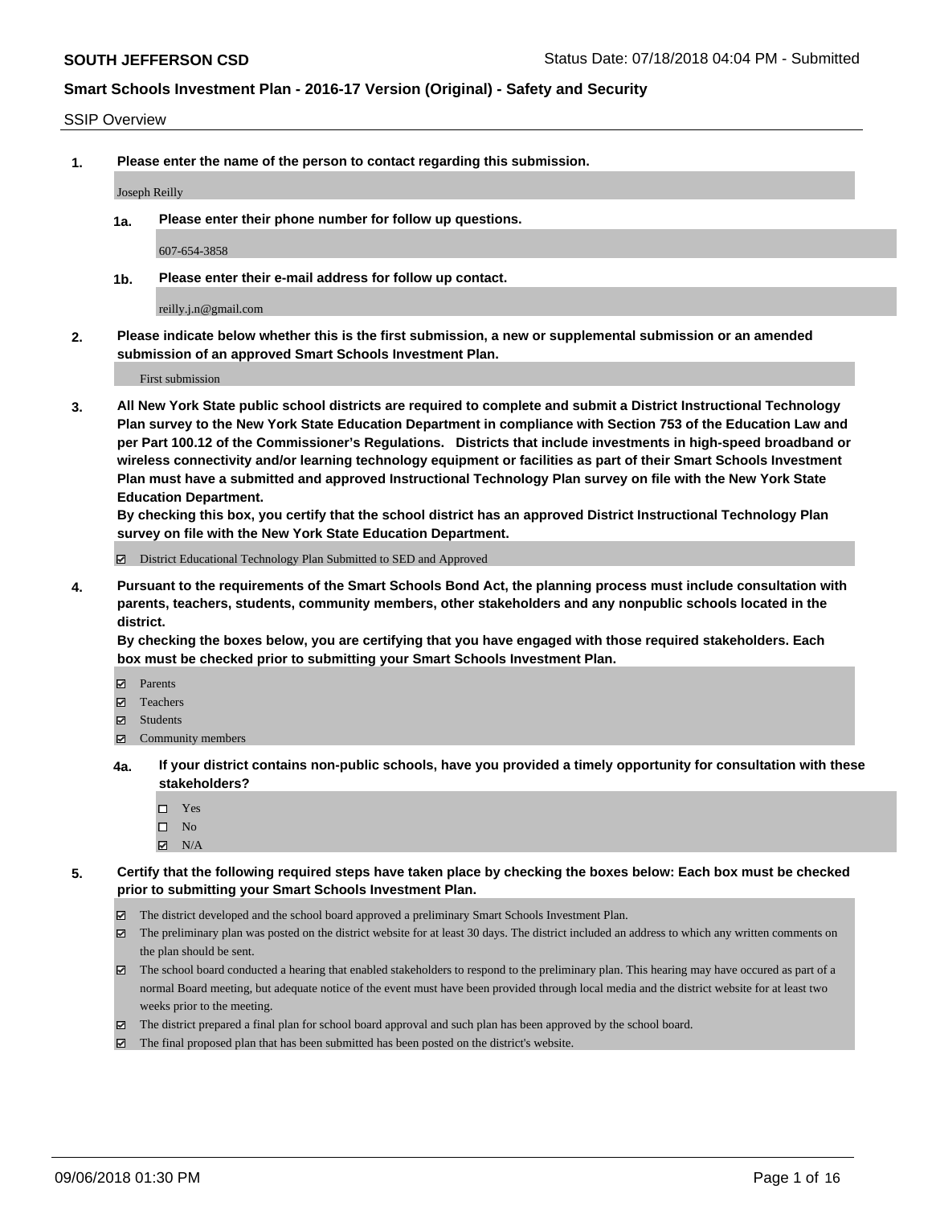**SOUTH JEFFERSON CSD** Status Date: 07/18/2018 04:04 PM - Submitted

## Smart Schools Investment Plan - 2016-17 Version (Original) - Safety and Security

SSIP Overview

**1. Please enter the name of the person to contact regarding this submission.**

Joseph Reilly

**1a. Please enter their phone number for follow up questions.**

607-654-3858

**1b. Please enter their e-mail address for follow up contact.**

reilly.j.n@gmail.com

**2. Please indicate below whether this is the first submission, a new or supplemental submission or an amended submission of an approved Smart Schools Investment Plan.**

First submission

**3. All New York State public school districts are required to complete and submit a District Instructional Technology Plan survey to the New York State Education Department in compliance with Section 753 of the Education Law and per Part 100.12 of the Commissioner's Regulations. Districts that include investments in high-speed broadband or wireless connectivity and/or learning technology equipment or facilities as part of their Smart Schools Investment Plan must have a submitted and approved Instructional Technology Plan survey on file with the New York State Education Department.**
**By checking this box, you certify that the school district has an approved District Instructional Technology Plan survey on file with the New York State Education Department.**

- ☑ District Educational Technology Plan Submitted to SED and Approved

**4. Pursuant to the requirements of the Smart Schools Bond Act, the planning process must include consultation with parents, teachers, students, community members, other stakeholders and any nonpublic schools located in the district.**
**By checking the boxes below, you are certifying that you have engaged with those required stakeholders. Each box must be checked prior to submitting your Smart Schools Investment Plan.**

- ☑ Parents
- ☑ Teachers
- ☑ Students
- ☑ Community members

**4a. If your district contains non-public schools, have you provided a timely opportunity for consultation with these stakeholders?**

- ☐ Yes
- ☐ No
- ☑ N/A

**5. Certify that the following required steps have taken place by checking the boxes below: Each box must be checked prior to submitting your Smart Schools Investment Plan.**

- ☑ The district developed and the school board approved a preliminary Smart Schools Investment Plan.
- ☑ The preliminary plan was posted on the district website for at least 30 days. The district included an address to which any written comments on the plan should be sent.
- ☑ The school board conducted a hearing that enabled stakeholders to respond to the preliminary plan. This hearing may have occured as part of a normal Board meeting, but adequate notice of the event must have been provided through local media and the district website for at least two weeks prior to the meeting.
- ☑ The district prepared a final plan for school board approval and such plan has been approved by the school board.
- ☑ The final proposed plan that has been submitted has been posted on the district's website.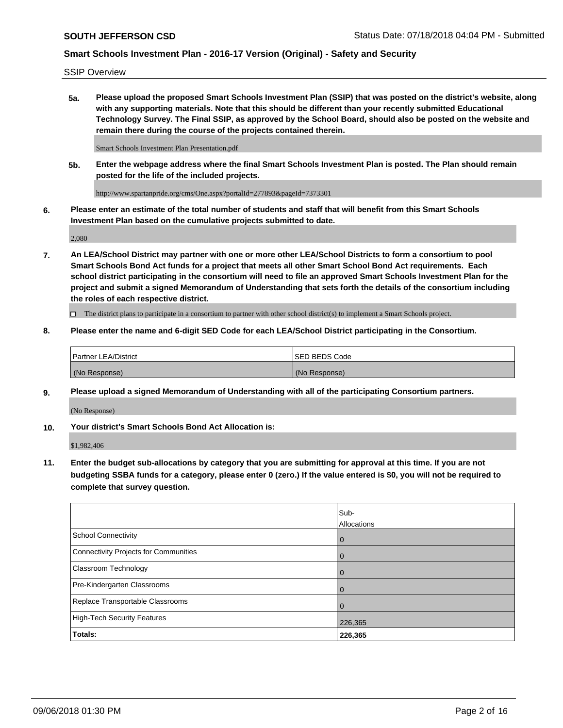SSIP Overview

**5a. Please upload the proposed Smart Schools Investment Plan (SSIP) that was posted on the district's website, along with any supporting materials. Note that this should be different than your recently submitted Educational Technology Survey. The Final SSIP, as approved by the School Board, should also be posted on the website and remain there during the course of the projects contained therein.**

Smart Schools Investment Plan Presentation.pdf

**5b. Enter the webpage address where the final Smart Schools Investment Plan is posted. The Plan should remain posted for the life of the included projects.**

http://www.spartanpride.org/cms/One.aspx?portalId=277893&pageId=7373301

**6. Please enter an estimate of the total number of students and staff that will benefit from this Smart Schools Investment Plan based on the cumulative projects submitted to date.**

2,080

**7. An LEA/School District may partner with one or more other LEA/School Districts to form a consortium to pool Smart Schools Bond Act funds for a project that meets all other Smart School Bond Act requirements. Each school district participating in the consortium will need to file an approved Smart Schools Investment Plan for the project and submit a signed Memorandum of Understanding that sets forth the details of the consortium including the roles of each respective district.**

☐ The district plans to participate in a consortium to partner with other school district(s) to implement a Smart Schools project.

**8. Please enter the name and 6-digit SED Code for each LEA/School District participating in the Consortium.**

| Partner LEA/District | SED BEDS Code |
|---|---|
| (No Response) | (No Response) |

**9. Please upload a signed Memorandum of Understanding with all of the participating Consortium partners.**

(No Response)

**10. Your district's Smart Schools Bond Act Allocation is:**

$1,982,406

**11. Enter the budget sub-allocations by category that you are submitting for approval at this time. If you are not budgeting SSBA funds for a category, please enter 0 (zero.) If the value entered is $0, you will not be required to complete that survey question.**

| | Sub-Allocations |
|---|---|
| School Connectivity | 0 |
| Connectivity Projects for Communities | 0 |
| Classroom Technology | 0 |
| Pre-Kindergarten Classrooms | 0 |
| Replace Transportable Classrooms | 0 |
| High-Tech Security Features | 226,365 |
| **Totals:** | **226,365** |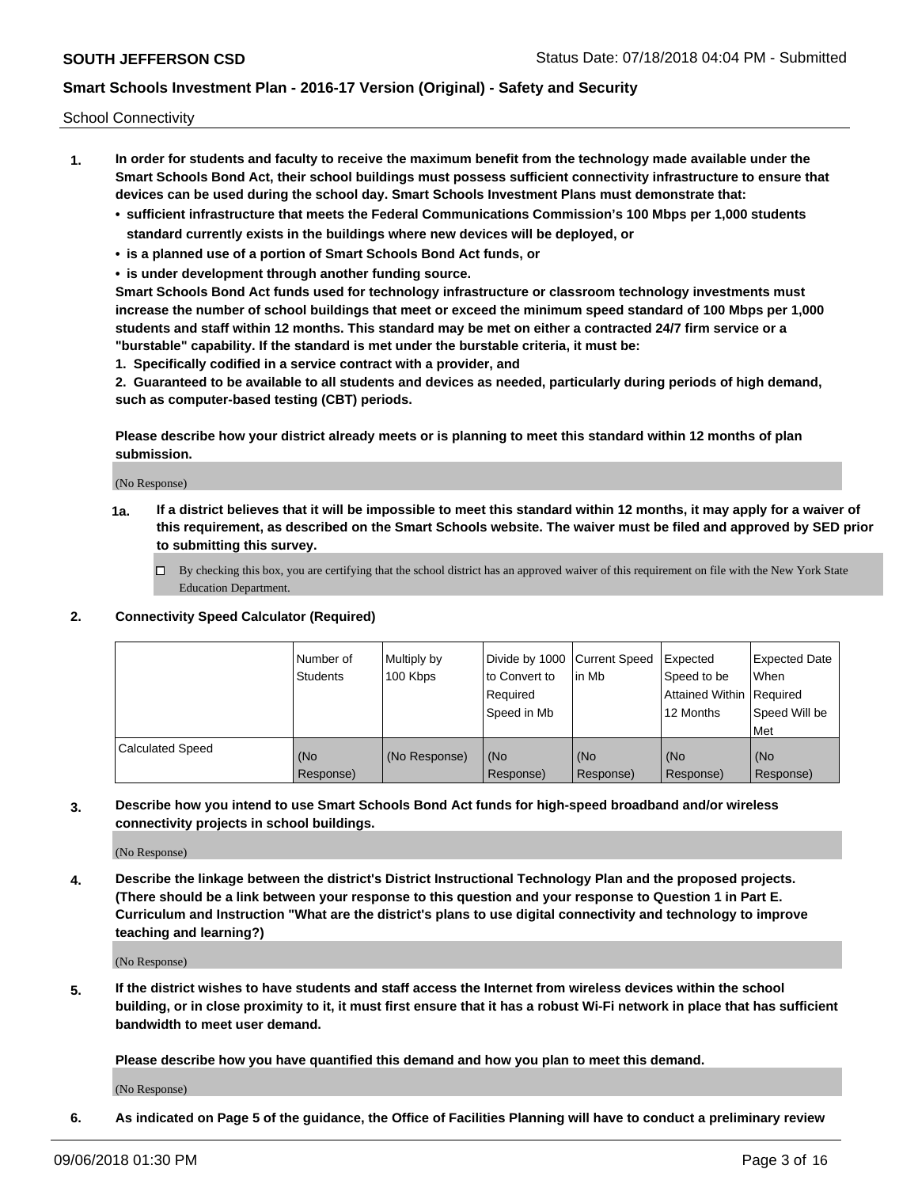School Connectivity

1. **In order for students and faculty to receive the maximum benefit from the technology made available under the Smart Schools Bond Act, their school buildings must possess sufficient connectivity infrastructure to ensure that devices can be used during the school day. Smart Schools Investment Plans must demonstrate that:**
   - **sufficient infrastructure that meets the Federal Communications Commission's 100 Mbps per 1,000 students standard currently exists in the buildings where new devices will be deployed, or**
   - **is a planned use of a portion of Smart Schools Bond Act funds, or**
   - **is under development through another funding source.**

   **Smart Schools Bond Act funds used for technology infrastructure or classroom technology investments must increase the number of school buildings that meet or exceed the minimum speed standard of 100 Mbps per 1,000 students and staff within 12 months. This standard may be met on either a contracted 24/7 firm service or a "burstable" capability. If the standard is met under the burstable criteria, it must be:**

   **1. Specifically codified in a service contract with a provider, and**

   **2. Guaranteed to be available to all students and devices as needed, particularly during periods of high demand, such as computer-based testing (CBT) periods.**

   **Please describe how your district already meets or is planning to meet this standard within 12 months of plan submission.**

   (No Response)

   **1a. If a district believes that it will be impossible to meet this standard within 12 months, it may apply for a waiver of this requirement, as described on the Smart Schools website. The waiver must be filed and approved by SED prior to submitting this survey.**

   ☐ By checking this box, you are certifying that the school district has an approved waiver of this requirement on file with the New York State Education Department.

2. **Connectivity Speed Calculator (Required)**

| | Number of Students | Multiply by 100 Kbps | Divide by 1000 to Convert to Required Speed in Mb | Current Speed in Mb | Expected Speed to be Attained Within 12 Months | Expected Date When Required Speed Will be Met |
|---|---|---|---|---|---|---|
| Calculated Speed | (No Response) | (No Response) | (No Response) | (No Response) | (No Response) | (No Response) |

3. **Describe how you intend to use Smart Schools Bond Act funds for high-speed broadband and/or wireless connectivity projects in school buildings.**

   (No Response)

4. **Describe the linkage between the district's District Instructional Technology Plan and the proposed projects. (There should be a link between your response to this question and your response to Question 1 in Part E. Curriculum and Instruction "What are the district's plans to use digital connectivity and technology to improve teaching and learning?)**

   (No Response)

5. **If the district wishes to have students and staff access the Internet from wireless devices within the school building, or in close proximity to it, it must first ensure that it has a robust Wi-Fi network in place that has sufficient bandwidth to meet user demand.**

   **Please describe how you have quantified this demand and how you plan to meet this demand.**

   (No Response)

6. **As indicated on Page 5 of the guidance, the Office of Facilities Planning will have to conduct a preliminary review**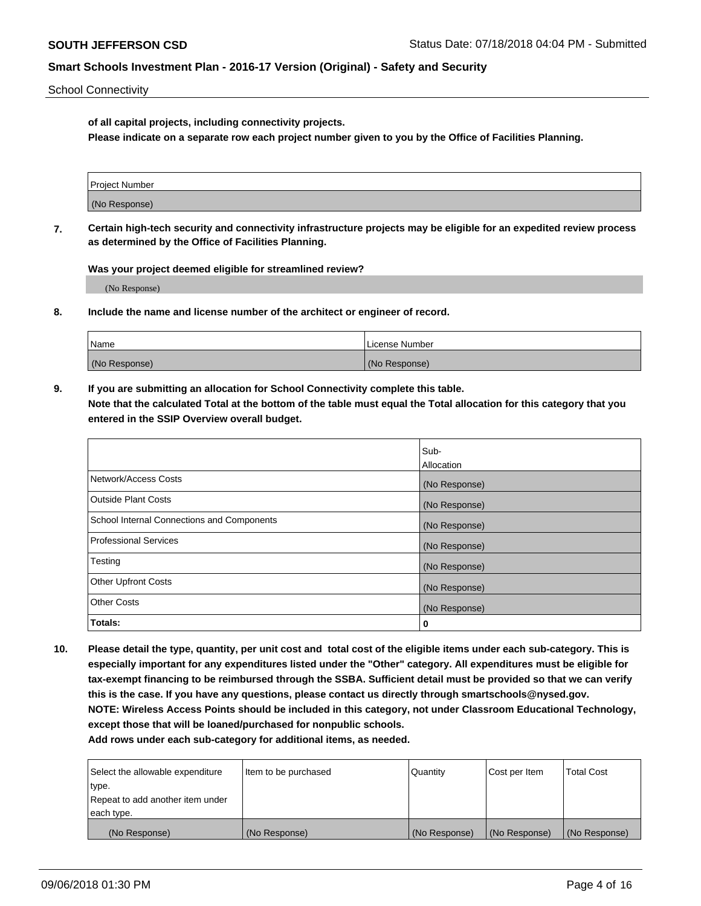**of all capital projects, including connectivity projects.**

**Please indicate on a separate row each project number given to you by the Office of Facilities Planning.**

| Project Number |
|---|
| (No Response) |

**7. Certain high-tech security and connectivity infrastructure projects may be eligible for an expedited review process as determined by the Office of Facilities Planning.**

**Was your project deemed eligible for streamlined review?**

(No Response)

**8. Include the name and license number of the architect or engineer of record.**

| Name | License Number |
|---|---|
| (No Response) | (No Response) |

**9. If you are submitting an allocation for School Connectivity complete this table.**

**Note that the calculated Total at the bottom of the table must equal the Total allocation for this category that you entered in the SSIP Overview overall budget.**

| | Sub-Allocation |
|---|---|
| Network/Access Costs | (No Response) |
| Outside Plant Costs | (No Response) |
| School Internal Connections and Components | (No Response) |
| Professional Services | (No Response) |
| Testing | (No Response) |
| Other Upfront Costs | (No Response) |
| Other Costs | (No Response) |
| **Totals:** | **0** |

**10. Please detail the type, quantity, per unit cost and total cost of the eligible items under each sub-category. This is especially important for any expenditures listed under the "Other" category. All expenditures must be eligible for tax-exempt financing to be reimbursed through the SSBA. Sufficient detail must be provided so that we can verify this is the case. If you have any questions, please contact us directly through smartschools@nysed.gov.**

**NOTE: Wireless Access Points should be included in this category, not under Classroom Educational Technology, except those that will be loaned/purchased for nonpublic schools.**

**Add rows under each sub-category for additional items, as needed.**

| Select the allowable expenditure type. Repeat to add another item under each type. | Item to be purchased | Quantity | Cost per Item | Total Cost |
|---|---|---|---|---|
| (No Response) | (No Response) | (No Response) | (No Response) | (No Response) |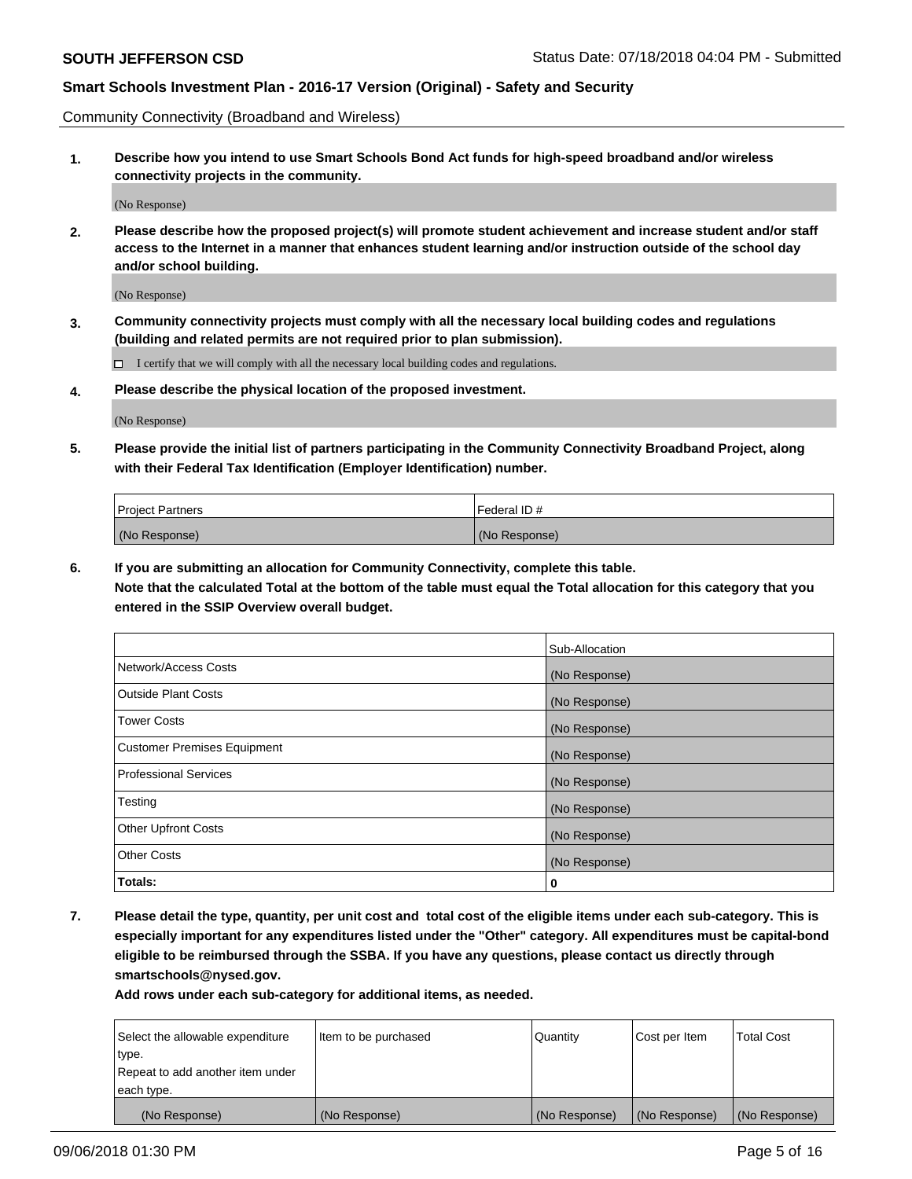Community Connectivity (Broadband and Wireless)

**1. Describe how you intend to use Smart Schools Bond Act funds for high-speed broadband and/or wireless connectivity projects in the community.**

(No Response)

**2. Please describe how the proposed project(s) will promote student achievement and increase student and/or staff access to the Internet in a manner that enhances student learning and/or instruction outside of the school day and/or school building.**

(No Response)

**3. Community connectivity projects must comply with all the necessary local building codes and regulations (building and related permits are not required prior to plan submission).**

☐ I certify that we will comply with all the necessary local building codes and regulations.

**4. Please describe the physical location of the proposed investment.**

(No Response)

**5. Please provide the initial list of partners participating in the Community Connectivity Broadband Project, along with their Federal Tax Identification (Employer Identification) number.**

| Project Partners | Federal ID # |
|---|---|
| (No Response) | (No Response) |

**6. If you are submitting an allocation for Community Connectivity, complete this table.**
**Note that the calculated Total at the bottom of the table must equal the Total allocation for this category that you entered in the SSIP Overview overall budget.**

| | Sub-Allocation |
|---|---|
| Network/Access Costs | (No Response) |
| Outside Plant Costs | (No Response) |
| Tower Costs | (No Response) |
| Customer Premises Equipment | (No Response) |
| Professional Services | (No Response) |
| Testing | (No Response) |
| Other Upfront Costs | (No Response) |
| Other Costs | (No Response) |
| **Totals:** | **0** |

**7. Please detail the type, quantity, per unit cost and total cost of the eligible items under each sub-category. This is especially important for any expenditures listed under the "Other" category. All expenditures must be capital-bond eligible to be reimbursed through the SSBA. If you have any questions, please contact us directly through smartschools@nysed.gov.**

**Add rows under each sub-category for additional items, as needed.**

| Select the allowable expenditure type. Repeat to add another item under each type. | Item to be purchased | Quantity | Cost per Item | Total Cost |
|---|---|---|---|---|
| (No Response) | (No Response) | (No Response) | (No Response) | (No Response) |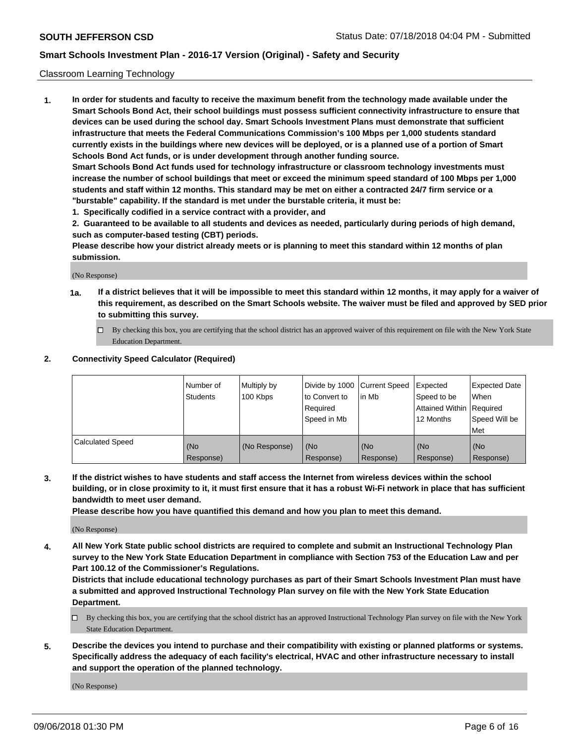Classroom Learning Technology

**1. In order for students and faculty to receive the maximum benefit from the technology made available under the Smart Schools Bond Act, their school buildings must possess sufficient connectivity infrastructure to ensure that devices can be used during the school day. Smart Schools Investment Plans must demonstrate that sufficient infrastructure that meets the Federal Communications Commission's 100 Mbps per 1,000 students standard currently exists in the buildings where new devices will be deployed, or is a planned use of a portion of Smart Schools Bond Act funds, or is under development through another funding source.**

**Smart Schools Bond Act funds used for technology infrastructure or classroom technology investments must increase the number of school buildings that meet or exceed the minimum speed standard of 100 Mbps per 1,000 students and staff within 12 months. This standard may be met on either a contracted 24/7 firm service or a "burstable" capability. If the standard is met under the burstable criteria, it must be:**

**1. Specifically codified in a service contract with a provider, and**

**2. Guaranteed to be available to all students and devices as needed, particularly during periods of high demand, such as computer-based testing (CBT) periods.**

**Please describe how your district already meets or is planning to meet this standard within 12 months of plan submission.**

(No Response)

**1a. If a district believes that it will be impossible to meet this standard within 12 months, it may apply for a waiver of this requirement, as described on the Smart Schools website. The waiver must be filed and approved by SED prior to submitting this survey.**

☐ By checking this box, you are certifying that the school district has an approved waiver of this requirement on file with the New York State Education Department.

**2. Connectivity Speed Calculator (Required)**

| | Number of Students | Multiply by 100 Kbps | Divide by 1000 to Convert to Required Speed in Mb | Current Speed in Mb | Expected Speed to be Attained Within 12 Months | Expected Date When Required Speed Will be Met |
|---|---|---|---|---|---|---|
| Calculated Speed | (No Response) | (No Response) | (No Response) | (No Response) | (No Response) | (No Response) |

**3. If the district wishes to have students and staff access the Internet from wireless devices within the school building, or in close proximity to it, it must first ensure that it has a robust Wi-Fi network in place that has sufficient bandwidth to meet user demand.**

**Please describe how you have quantified this demand and how you plan to meet this demand.**

(No Response)

**4. All New York State public school districts are required to complete and submit an Instructional Technology Plan survey to the New York State Education Department in compliance with Section 753 of the Education Law and per Part 100.12 of the Commissioner's Regulations.**

**Districts that include educational technology purchases as part of their Smart Schools Investment Plan must have a submitted and approved Instructional Technology Plan survey on file with the New York State Education Department.**

☐ By checking this box, you are certifying that the school district has an approved Instructional Technology Plan survey on file with the New York State Education Department.

**5. Describe the devices you intend to purchase and their compatibility with existing or planned platforms or systems. Specifically address the adequacy of each facility's electrical, HVAC and other infrastructure necessary to install and support the operation of the planned technology.**

(No Response)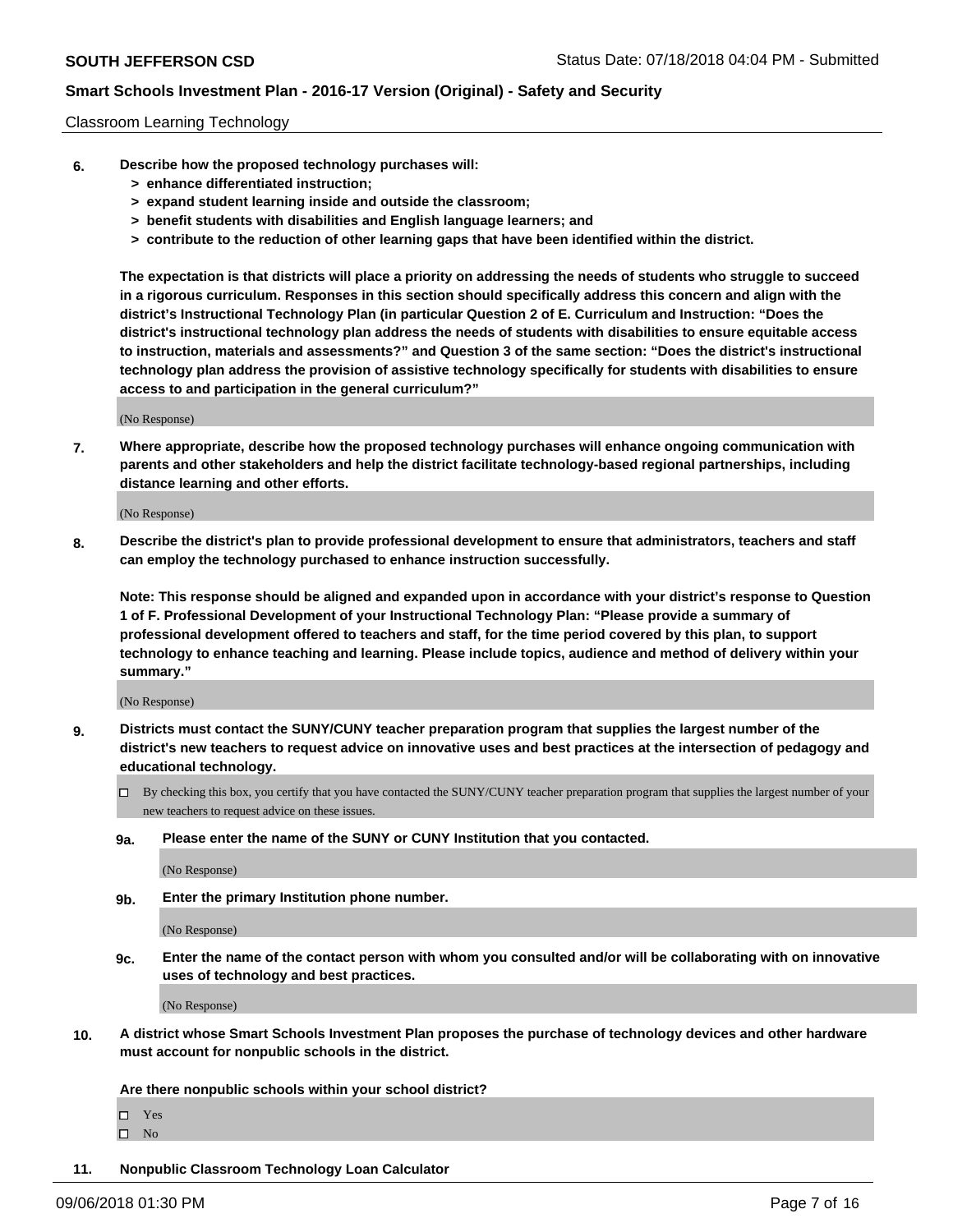Classroom Learning Technology

**6. Describe how the proposed technology purchases will:**
> **> enhance differentiated instruction;**
> **> expand student learning inside and outside the classroom;**
> **> benefit students with disabilities and English language learners; and**
> **> contribute to the reduction of other learning gaps that have been identified within the district.**

**The expectation is that districts will place a priority on addressing the needs of students who struggle to succeed in a rigorous curriculum. Responses in this section should specifically address this concern and align with the district's Instructional Technology Plan (in particular Question 2 of E. Curriculum and Instruction: "Does the district's instructional technology plan address the needs of students with disabilities to ensure equitable access to instruction, materials and assessments?" and Question 3 of the same section: "Does the district's instructional technology plan address the provision of assistive technology specifically for students with disabilities to ensure access to and participation in the general curriculum?"**

(No Response)

**7. Where appropriate, describe how the proposed technology purchases will enhance ongoing communication with parents and other stakeholders and help the district facilitate technology-based regional partnerships, including distance learning and other efforts.**

(No Response)

**8. Describe the district's plan to provide professional development to ensure that administrators, teachers and staff can employ the technology purchased to enhance instruction successfully.**

**Note: This response should be aligned and expanded upon in accordance with your district's response to Question 1 of F. Professional Development of your Instructional Technology Plan: "Please provide a summary of professional development offered to teachers and staff, for the time period covered by this plan, to support technology to enhance teaching and learning. Please include topics, audience and method of delivery within your summary."**

(No Response)

**9. Districts must contact the SUNY/CUNY teacher preparation program that supplies the largest number of the district's new teachers to request advice on innovative uses and best practices at the intersection of pedagogy and educational technology.**

☐ By checking this box, you certify that you have contacted the SUNY/CUNY teacher preparation program that supplies the largest number of your new teachers to request advice on these issues.

**9a. Please enter the name of the SUNY or CUNY Institution that you contacted.**

(No Response)

**9b. Enter the primary Institution phone number.**

(No Response)

**9c. Enter the name of the contact person with whom you consulted and/or will be collaborating with on innovative uses of technology and best practices.**

(No Response)

**10. A district whose Smart Schools Investment Plan proposes the purchase of technology devices and other hardware must account for nonpublic schools in the district.**

**Are there nonpublic schools within your school district?**

☐ Yes
☐ No

**11. Nonpublic Classroom Technology Loan Calculator**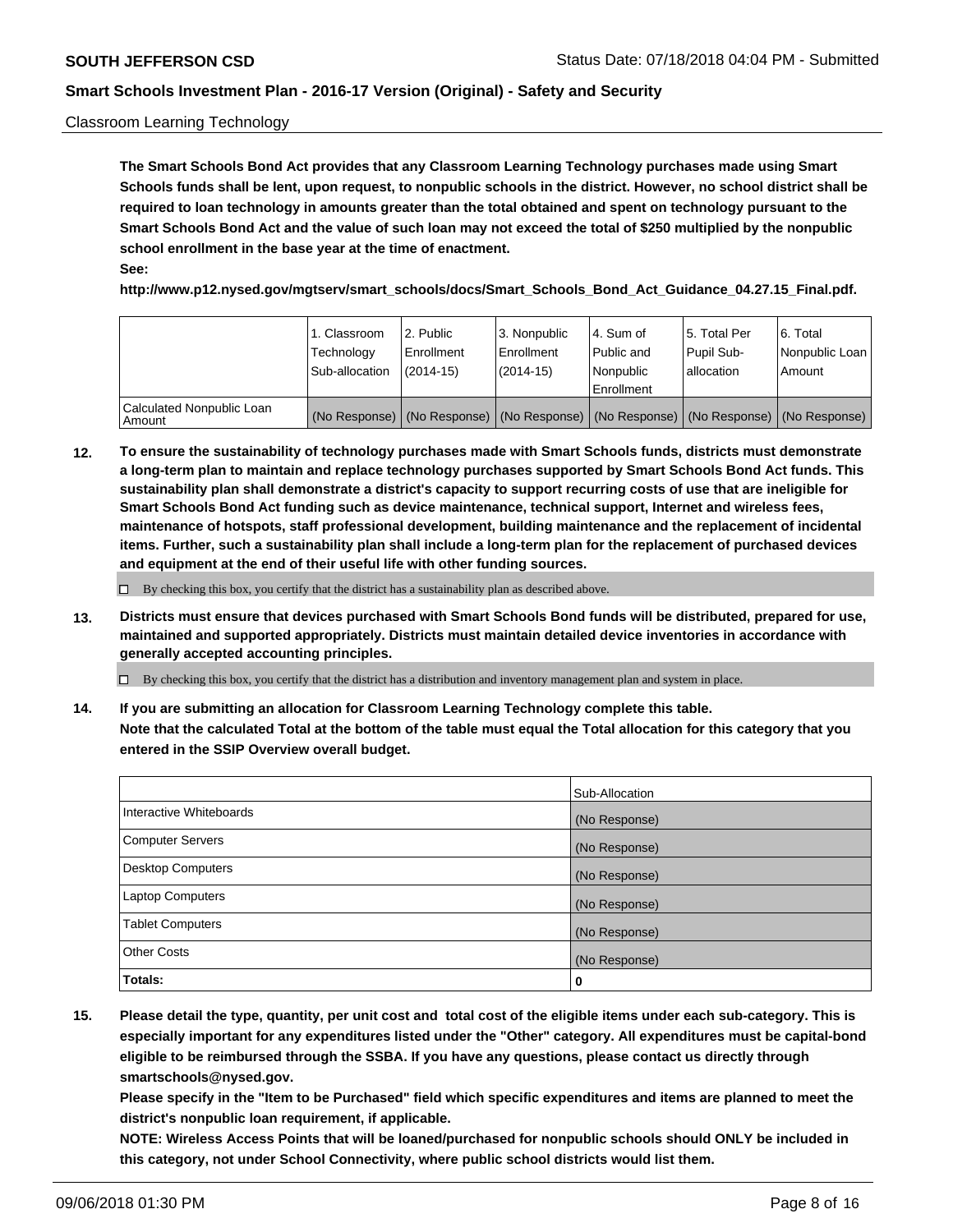Classroom Learning Technology

**The Smart Schools Bond Act provides that any Classroom Learning Technology purchases made using Smart Schools funds shall be lent, upon request, to nonpublic schools in the district. However, no school district shall be required to loan technology in amounts greater than the total obtained and spent on technology pursuant to the Smart Schools Bond Act and the value of such loan may not exceed the total of $250 multiplied by the nonpublic school enrollment in the base year at the time of enactment.**

**See:**

**http://www.p12.nysed.gov/mgtserv/smart_schools/docs/Smart_Schools_Bond_Act_Guidance_04.27.15_Final.pdf.**

| | 1. Classroom Technology Sub-allocation | 2. Public Enrollment (2014-15) | 3. Nonpublic Enrollment (2014-15) | 4. Sum of Public and Nonpublic Enrollment | 5. Total Per Pupil Sub-allocation | 6. Total Nonpublic Loan Amount |
|---|---|---|---|---|---|---|
| Calculated Nonpublic Loan Amount | (No Response) | (No Response) | (No Response) | (No Response) | (No Response) | (No Response) |

**12. To ensure the sustainability of technology purchases made with Smart Schools funds, districts must demonstrate a long-term plan to maintain and replace technology purchases supported by Smart Schools Bond Act funds. This sustainability plan shall demonstrate a district's capacity to support recurring costs of use that are ineligible for Smart Schools Bond Act funding such as device maintenance, technical support, Internet and wireless fees, maintenance of hotspots, staff professional development, building maintenance and the replacement of incidental items. Further, such a sustainability plan shall include a long-term plan for the replacement of purchased devices and equipment at the end of their useful life with other funding sources.**

☐ By checking this box, you certify that the district has a sustainability plan as described above.

**13. Districts must ensure that devices purchased with Smart Schools Bond funds will be distributed, prepared for use, maintained and supported appropriately. Districts must maintain detailed device inventories in accordance with generally accepted accounting principles.**

☐ By checking this box, you certify that the district has a distribution and inventory management plan and system in place.

**14. If you are submitting an allocation for Classroom Learning Technology complete this table.**
**Note that the calculated Total at the bottom of the table must equal the Total allocation for this category that you entered in the SSIP Overview overall budget.**

| | Sub-Allocation |
|---|---|
| Interactive Whiteboards | (No Response) |
| Computer Servers | (No Response) |
| Desktop Computers | (No Response) |
| Laptop Computers | (No Response) |
| Tablet Computers | (No Response) |
| Other Costs | (No Response) |
| **Totals:** | **0** |

**15. Please detail the type, quantity, per unit cost and total cost of the eligible items under each sub-category. This is especially important for any expenditures listed under the "Other" category. All expenditures must be capital-bond eligible to be reimbursed through the SSBA. If you have any questions, please contact us directly through smartschools@nysed.gov.**

**Please specify in the "Item to be Purchased" field which specific expenditures and items are planned to meet the district's nonpublic loan requirement, if applicable.**

**NOTE: Wireless Access Points that will be loaned/purchased for nonpublic schools should ONLY be included in this category, not under School Connectivity, where public school districts would list them.**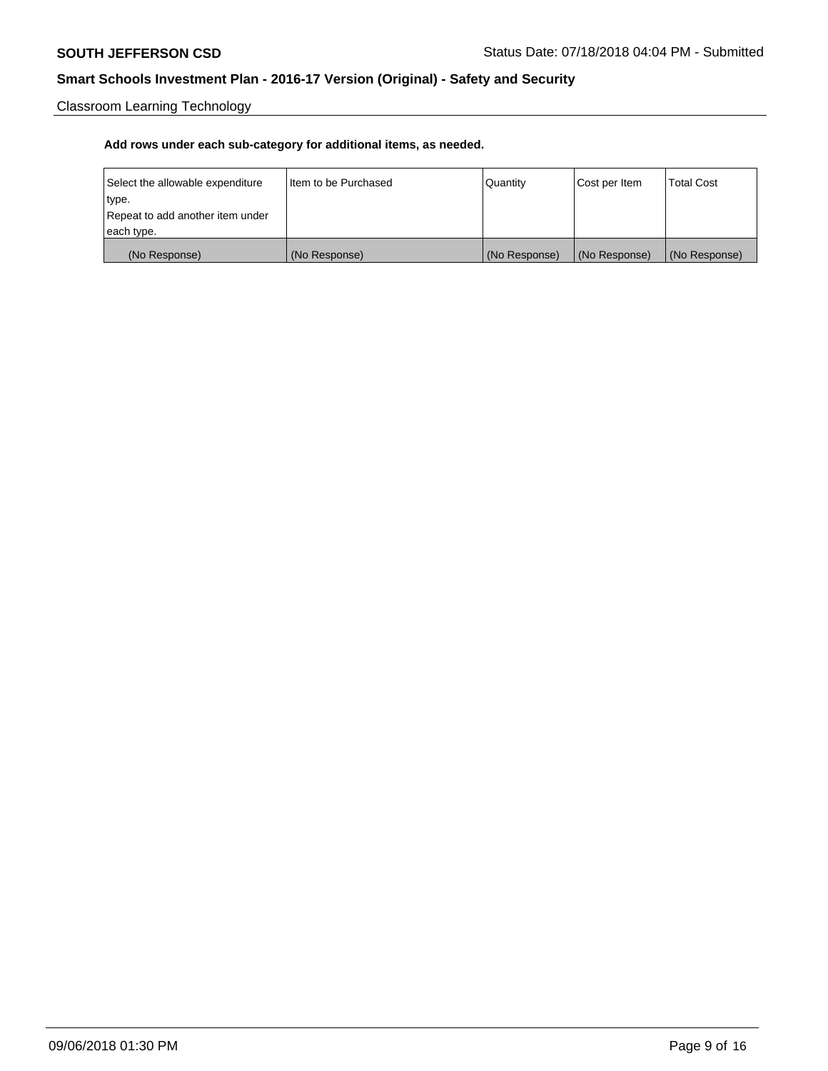Classroom Learning Technology

**Add rows under each sub-category for additional items, as needed.**

| Select the allowable expenditure type. Repeat to add another item under each type. | Item to be Purchased | Quantity | Cost per Item | Total Cost |
|---|---|---|---|---|
| (No Response) | (No Response) | (No Response) | (No Response) | (No Response) |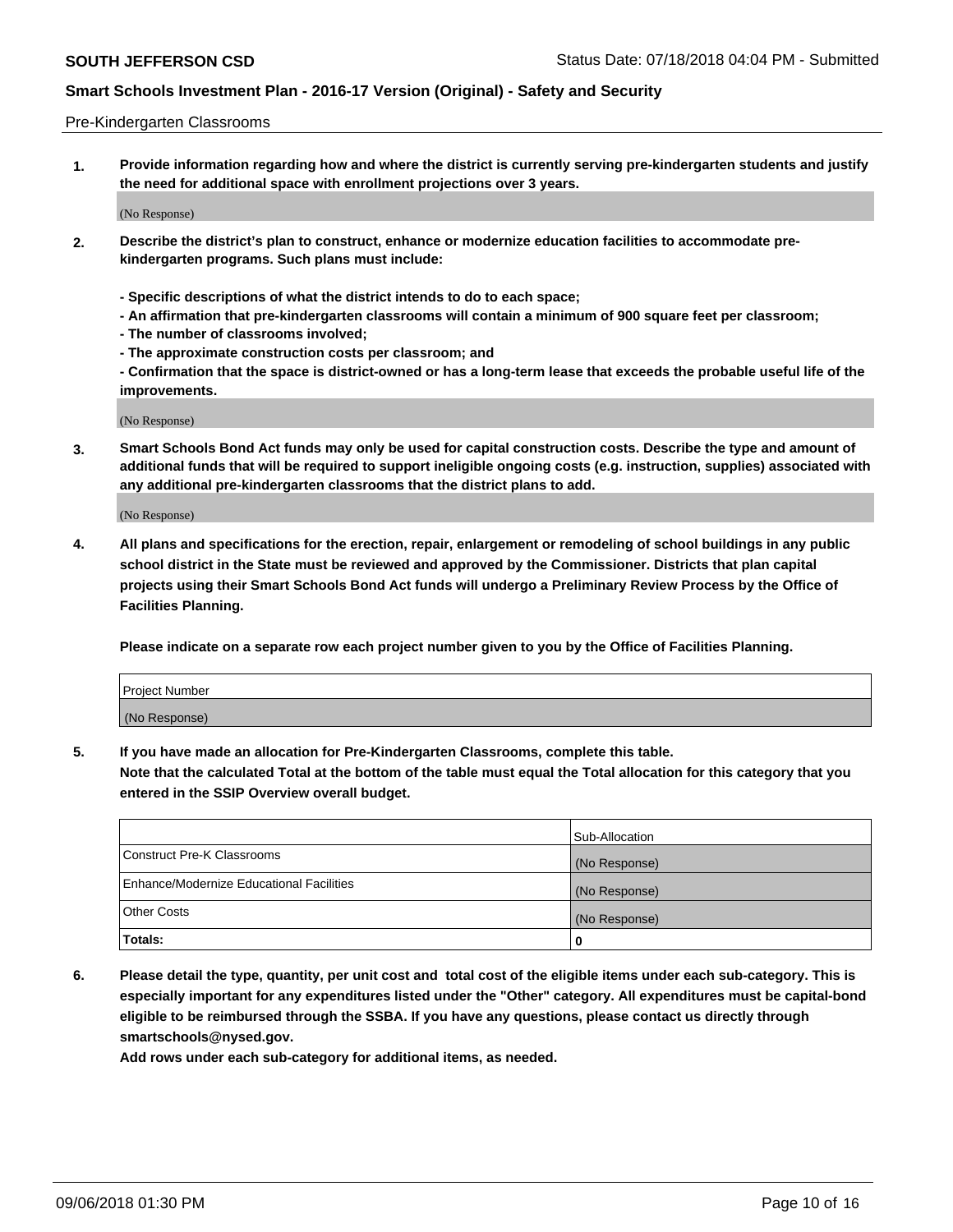Pre-Kindergarten Classrooms

**1. Provide information regarding how and where the district is currently serving pre-kindergarten students and justify the need for additional space with enrollment projections over 3 years.**

(No Response)

**2. Describe the district's plan to construct, enhance or modernize education facilities to accommodate pre-kindergarten programs. Such plans must include:**

**- Specific descriptions of what the district intends to do to each space;**
**- An affirmation that pre-kindergarten classrooms will contain a minimum of 900 square feet per classroom;**
**- The number of classrooms involved;**
**- The approximate construction costs per classroom; and**
**- Confirmation that the space is district-owned or has a long-term lease that exceeds the probable useful life of the improvements.**

(No Response)

**3. Smart Schools Bond Act funds may only be used for capital construction costs. Describe the type and amount of additional funds that will be required to support ineligible ongoing costs (e.g. instruction, supplies) associated with any additional pre-kindergarten classrooms that the district plans to add.**

(No Response)

**4. All plans and specifications for the erection, repair, enlargement or remodeling of school buildings in any public school district in the State must be reviewed and approved by the Commissioner. Districts that plan capital projects using their Smart Schools Bond Act funds will undergo a Preliminary Review Process by the Office of Facilities Planning.**

**Please indicate on a separate row each project number given to you by the Office of Facilities Planning.**

| Project Number |
|---|
| (No Response) |

**5. If you have made an allocation for Pre-Kindergarten Classrooms, complete this table.**
**Note that the calculated Total at the bottom of the table must equal the Total allocation for this category that you entered in the SSIP Overview overall budget.**

| | Sub-Allocation |
|---|---|
| Construct Pre-K Classrooms | (No Response) |
| Enhance/Modernize Educational Facilities | (No Response) |
| Other Costs | (No Response) |
| **Totals:** | **0** |

**6. Please detail the type, quantity, per unit cost and total cost of the eligible items under each sub-category. This is especially important for any expenditures listed under the "Other" category. All expenditures must be capital-bond eligible to be reimbursed through the SSBA. If you have any questions, please contact us directly through smartschools@nysed.gov.**
**Add rows under each sub-category for additional items, as needed.**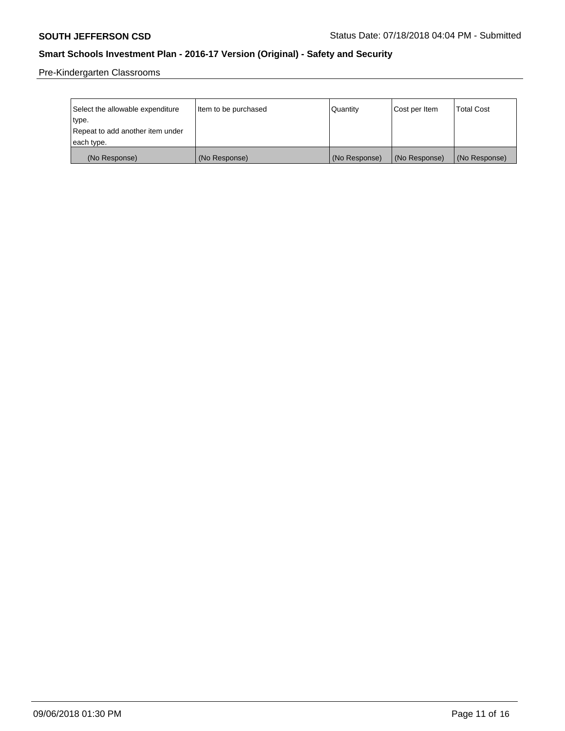Pre-Kindergarten Classrooms

| Select the allowable expenditure type. Repeat to add another item under each type. | Item to be purchased | Quantity | Cost per Item | Total Cost |
|---|---|---|---|---|
| (No Response) | (No Response) | (No Response) | (No Response) | (No Response) |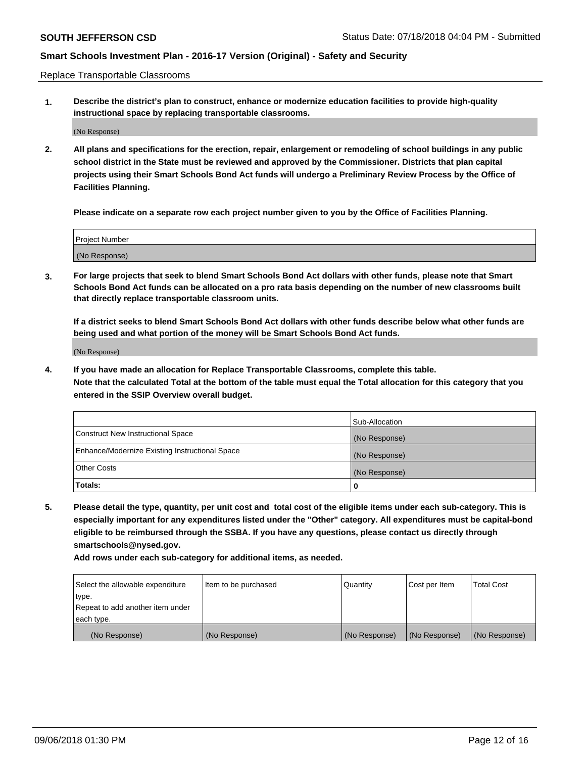Replace Transportable Classrooms

1. **Describe the district's plan to construct, enhance or modernize education facilities to provide high-quality instructional space by replacing transportable classrooms.**

(No Response)

2. **All plans and specifications for the erection, repair, enlargement or remodeling of school buildings in any public school district in the State must be reviewed and approved by the Commissioner. Districts that plan capital projects using their Smart Schools Bond Act funds will undergo a Preliminary Review Process by the Office of Facilities Planning.**

   **Please indicate on a separate row each project number given to you by the Office of Facilities Planning.**

| Project Number |
|---|
| (No Response) |

3. **For large projects that seek to blend Smart Schools Bond Act dollars with other funds, please note that Smart Schools Bond Act funds can be allocated on a pro rata basis depending on the number of new classrooms built that directly replace transportable classroom units.**

   **If a district seeks to blend Smart Schools Bond Act dollars with other funds describe below what other funds are being used and what portion of the money will be Smart Schools Bond Act funds.**

(No Response)

4. **If you have made an allocation for Replace Transportable Classrooms, complete this table.**
   **Note that the calculated Total at the bottom of the table must equal the Total allocation for this category that you entered in the SSIP Overview overall budget.**

| | Sub-Allocation |
|---|---|
| Construct New Instructional Space | (No Response) |
| Enhance/Modernize Existing Instructional Space | (No Response) |
| Other Costs | (No Response) |
| **Totals:** | 0 |

5. **Please detail the type, quantity, per unit cost and total cost of the eligible items under each sub-category. This is especially important for any expenditures listed under the "Other" category. All expenditures must be capital-bond eligible to be reimbursed through the SSBA. If you have any questions, please contact us directly through smartschools@nysed.gov.**

   **Add rows under each sub-category for additional items, as needed.**

| Select the allowable expenditure type. Repeat to add another item under each type. | Item to be purchased | Quantity | Cost per Item | Total Cost |
|---|---|---|---|---|
| (No Response) | (No Response) | (No Response) | (No Response) | (No Response) |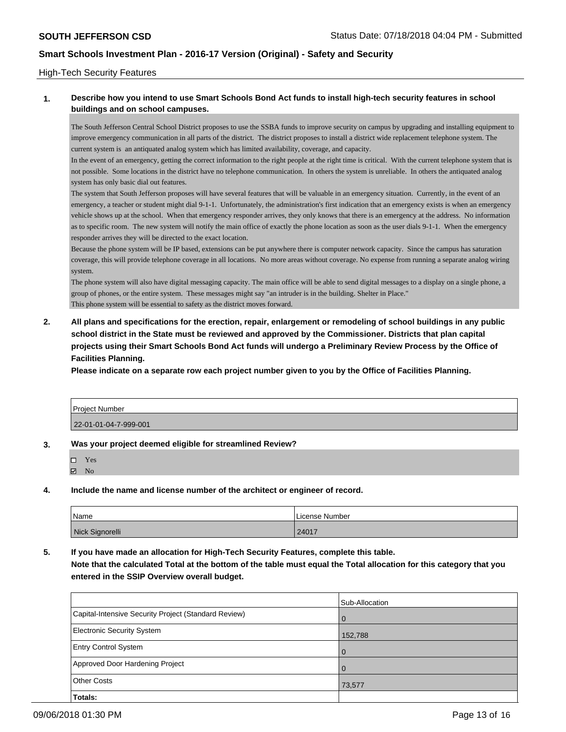## High-Tech Security Features

**1. Describe how you intend to use Smart Schools Bond Act funds to install high-tech security features in school buildings and on school campuses.**

The South Jefferson Central School District proposes to use the SSBA funds to improve security on campus by upgrading and installing equipment to improve emergency communication in all parts of the district. The district proposes to install a district wide replacement telephone system. The current system is an antiquated analog system which has limited availability, coverage, and capacity.

In the event of an emergency, getting the correct information to the right people at the right time is critical. With the current telephone system that is not possible. Some locations in the district have no telephone communication. In others the system is unreliable. In others the antiquated analog system has only basic dial out features.

The system that South Jefferson proposes will have several features that will be valuable in an emergency situation. Currently, in the event of an emergency, a teacher or student might dial 9-1-1. Unfortunately, the administration's first indication that an emergency exists is when an emergency vehicle shows up at the school. When that emergency responder arrives, they only knows that there is an emergency at the address. No information as to specific room. The new system will notify the main office of exactly the phone location as soon as the user dials 9-1-1. When the emergency responder arrives they will be directed to the exact location.

Because the phone system will be IP based, extensions can be put anywhere there is computer network capacity. Since the campus has saturation coverage, this will provide telephone coverage in all locations. No more areas without coverage. No expense from running a separate analog wiring system.

The phone system will also have digital messaging capacity. The main office will be able to send digital messages to a display on a single phone, a group of phones, or the entire system. These messages might say "an intruder is in the building. Shelter in Place."

This phone system will be essential to safety as the district moves forward.

**2. All plans and specifications for the erection, repair, enlargement or remodeling of school buildings in any public school district in the State must be reviewed and approved by the Commissioner. Districts that plan capital projects using their Smart Schools Bond Act funds will undergo a Preliminary Review Process by the Office of Facilities Planning.**

**Please indicate on a separate row each project number given to you by the Office of Facilities Planning.**

| Project Number |
|---|
| 22-01-01-04-7-999-001 |

**3. Was your project deemed eligible for streamlined Review?**

- ☐ Yes
- ☑ No

**4. Include the name and license number of the architect or engineer of record.**

| Name | License Number |
|---|---|
| Nick Signorelli | 24017 |

**5. If you have made an allocation for High-Tech Security Features, complete this table.**
**Note that the calculated Total at the bottom of the table must equal the Total allocation for this category that you entered in the SSIP Overview overall budget.**

| | Sub-Allocation |
|---|---|
| Capital-Intensive Security Project (Standard Review) | 0 |
| Electronic Security System | 152,788 |
| Entry Control System | 0 |
| Approved Door Hardening Project | 0 |
| Other Costs | 73,577 |
| **Totals:** | |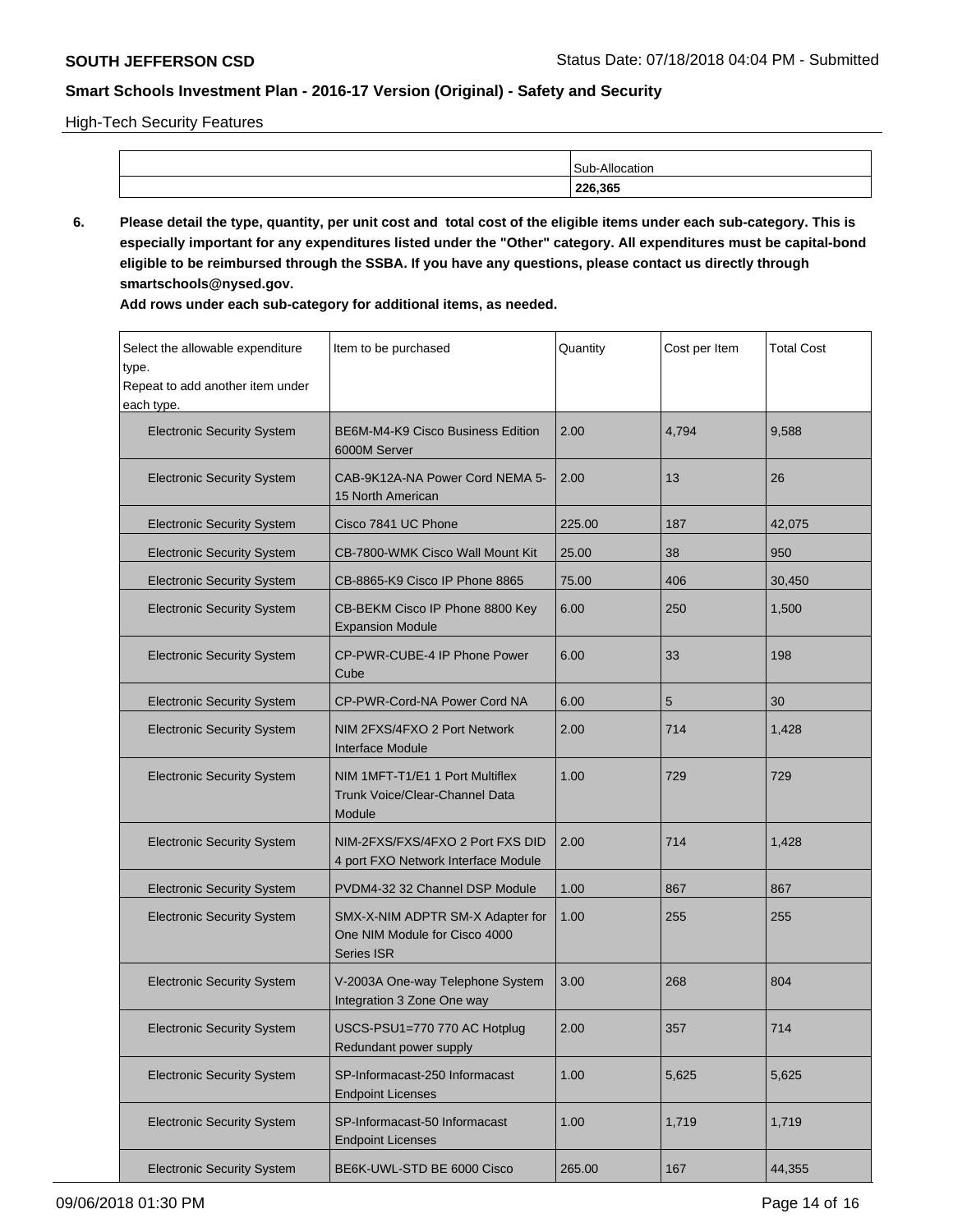High-Tech Security Features

| | Sub-Allocation |
|---|---|
| | **226,365** |

**6. Please detail the type, quantity, per unit cost and total cost of the eligible items under each sub-category. This is especially important for any expenditures listed under the "Other" category. All expenditures must be capital-bond eligible to be reimbursed through the SSBA. If you have any questions, please contact us directly through smartschools@nysed.gov.**

**Add rows under each sub-category for additional items, as needed.**

| Select the allowable expenditure type. Repeat to add another item under each type. | Item to be purchased | Quantity | Cost per Item | Total Cost |
|---|---|---|---|---|
| Electronic Security System | BE6M-M4-K9 Cisco Business Edition 6000M Server | 2.00 | 4,794 | 9,588 |
| Electronic Security System | CAB-9K12A-NA Power Cord NEMA 5-15 North American | 2.00 | 13 | 26 |
| Electronic Security System | Cisco 7841 UC Phone | 225.00 | 187 | 42,075 |
| Electronic Security System | CB-7800-WMK Cisco Wall Mount Kit | 25.00 | 38 | 950 |
| Electronic Security System | CB-8865-K9 Cisco IP Phone 8865 | 75.00 | 406 | 30,450 |
| Electronic Security System | CB-BEKM Cisco IP Phone 8800 Key Expansion Module | 6.00 | 250 | 1,500 |
| Electronic Security System | CP-PWR-CUBE-4 IP Phone Power Cube | 6.00 | 33 | 198 |
| Electronic Security System | CP-PWR-Cord-NA Power Cord NA | 6.00 | 5 | 30 |
| Electronic Security System | NIM 2FXS/4FXO 2 Port Network Interface Module | 2.00 | 714 | 1,428 |
| Electronic Security System | NIM 1MFT-T1/E1 1 Port Multiflex Trunk Voice/Clear-Channel Data Module | 1.00 | 729 | 729 |
| Electronic Security System | NIM-2FXS/FXS/4FXO 2 Port FXS DID 4 port FXO Network Interface Module | 2.00 | 714 | 1,428 |
| Electronic Security System | PVDM4-32 32 Channel DSP Module | 1.00 | 867 | 867 |
| Electronic Security System | SMX-X-NIM ADPTR SM-X Adapter for One NIM Module for Cisco 4000 Series ISR | 1.00 | 255 | 255 |
| Electronic Security System | V-2003A One-way Telephone System Integration 3 Zone One way | 3.00 | 268 | 804 |
| Electronic Security System | USCS-PSU1=770 770 AC Hotplug Redundant power supply | 2.00 | 357 | 714 |
| Electronic Security System | SP-Informacast-250 Informacast Endpoint Licenses | 1.00 | 5,625 | 5,625 |
| Electronic Security System | SP-Informacast-50 Informacast Endpoint Licenses | 1.00 | 1,719 | 1,719 |
| Electronic Security System | BE6K-UWL-STD BE 6000 Cisco | 265.00 | 167 | 44,355 |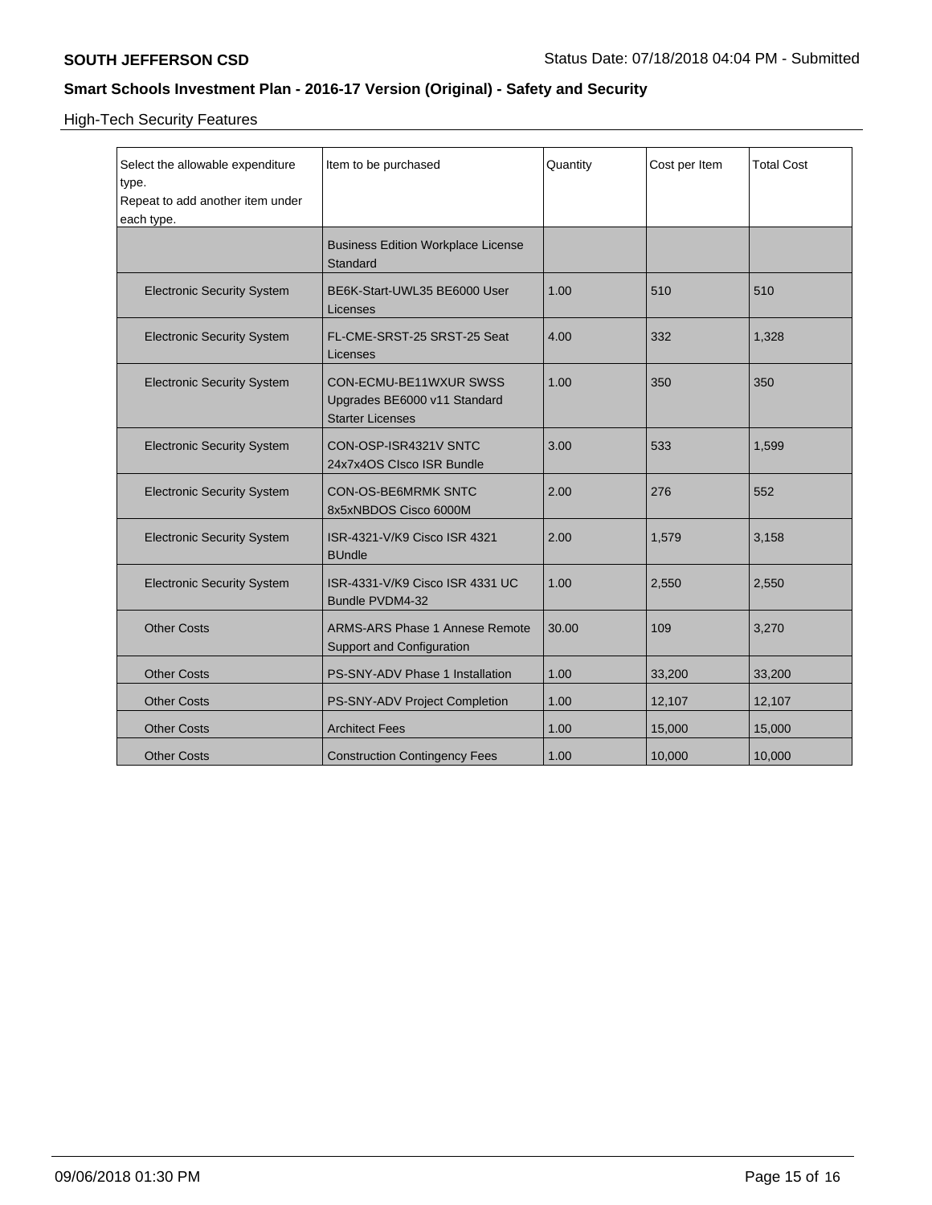High-Tech Security Features

| Select the allowable expenditure type.<br>Repeat to add another item under each type. | Item to be purchased | Quantity | Cost per Item | Total Cost |
|---|---|---|---|---|
| | Business Edition Workplace License Standard | | | |
| Electronic Security System | BE6K-Start-UWL35 BE6000 User Licenses | 1.00 | 510 | 510 |
| Electronic Security System | FL-CME-SRST-25 SRST-25 Seat Licenses | 4.00 | 332 | 1,328 |
| Electronic Security System | CON-ECMU-BE11WXUR SWSS Upgrades BE6000 v11 Standard Starter Licenses | 1.00 | 350 | 350 |
| Electronic Security System | CON-OSP-ISR4321V SNTC 24x7x4OS CIsco ISR Bundle | 3.00 | 533 | 1,599 |
| Electronic Security System | CON-OS-BE6MRMK SNTC 8x5xNBDOS Cisco 6000M | 2.00 | 276 | 552 |
| Electronic Security System | ISR-4321-V/K9 Cisco ISR 4321 BUndle | 2.00 | 1,579 | 3,158 |
| Electronic Security System | ISR-4331-V/K9 Cisco ISR 4331 UC Bundle PVDM4-32 | 1.00 | 2,550 | 2,550 |
| Other Costs | ARMS-ARS Phase 1 Annese Remote Support and Configuration | 30.00 | 109 | 3,270 |
| Other Costs | PS-SNY-ADV Phase 1 Installation | 1.00 | 33,200 | 33,200 |
| Other Costs | PS-SNY-ADV Project Completion | 1.00 | 12,107 | 12,107 |
| Other Costs | Architect Fees | 1.00 | 15,000 | 15,000 |
| Other Costs | Construction Contingency Fees | 1.00 | 10,000 | 10,000 |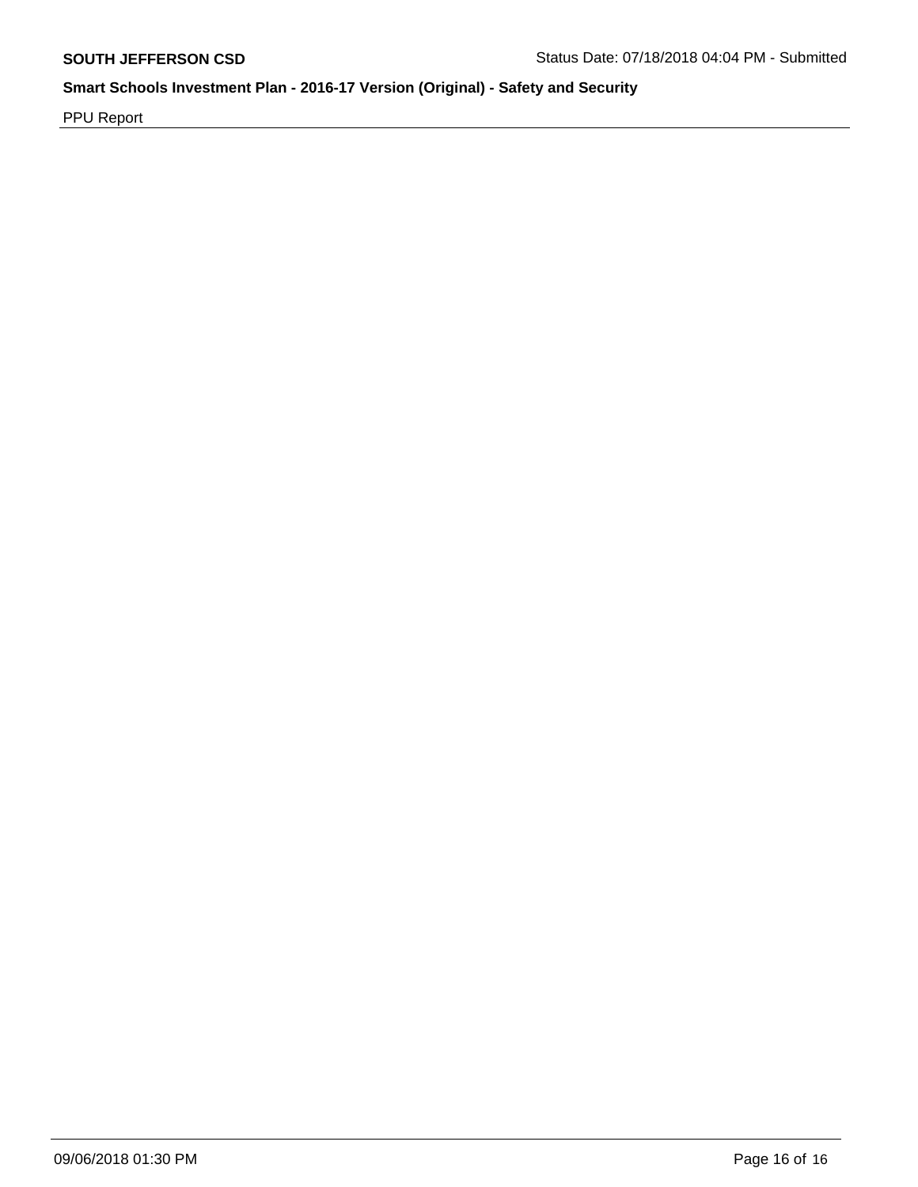PPU Report